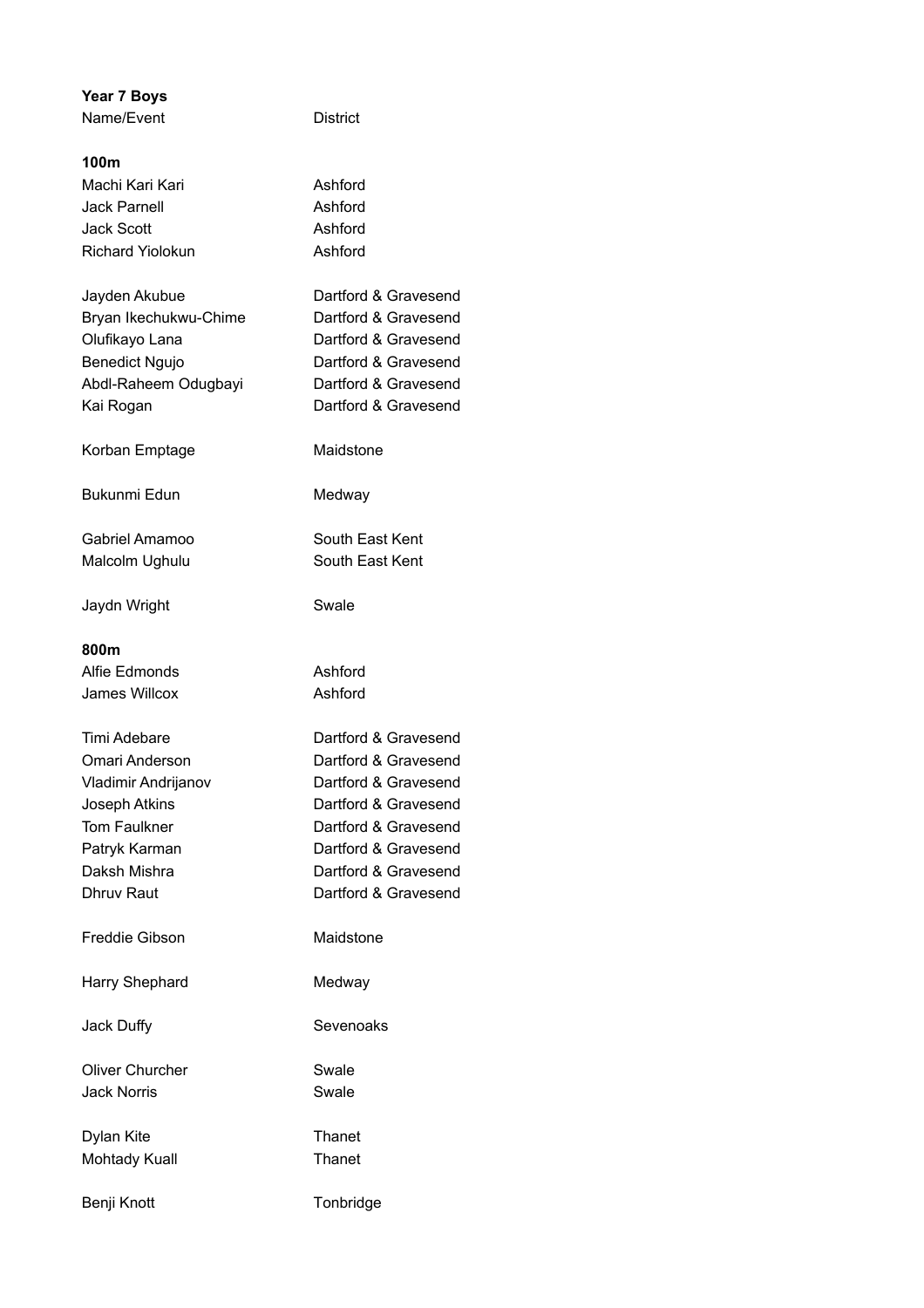**Year 7 Boys**

| Name/Event | District |
|---|---|
| **100m** | |
| Machi Kari Kari | Ashford |
| Jack Parnell | Ashford |
| Jack Scott | Ashford |
| Richard Yiolokun | Ashford |
| Jayden Akubue | Dartford & Gravesend |
| Bryan Ikechukwu-Chime | Dartford & Gravesend |
| Olufikayo Lana | Dartford & Gravesend |
| Benedict Ngujo | Dartford & Gravesend |
| Abdl-Raheem Odugbayi | Dartford & Gravesend |
| Kai Rogan | Dartford & Gravesend |
| Korban Emptage | Maidstone |
| Bukunmi Edun | Medway |
| Gabriel Amamoo | South East Kent |
| Malcolm Ughulu | South East Kent |
| Jaydn Wright | Swale |
| **800m** | |
| Alfie Edmonds | Ashford |
| James Willcox | Ashford |
| Timi Adebare | Dartford & Gravesend |
| Omari Anderson | Dartford & Gravesend |
| Vladimir Andrijanov | Dartford & Gravesend |
| Joseph Atkins | Dartford & Gravesend |
| Tom Faulkner | Dartford & Gravesend |
| Patryk Karman | Dartford & Gravesend |
| Daksh Mishra | Dartford & Gravesend |
| Dhruv Raut | Dartford & Gravesend |
| Freddie Gibson | Maidstone |
| Harry Shephard | Medway |
| Jack Duffy | Sevenoaks |
| Oliver Churcher | Swale |
| Jack Norris | Swale |
| Dylan Kite | Thanet |
| Mohtady Kuall | Thanet |
| Benji Knott | Tonbridge |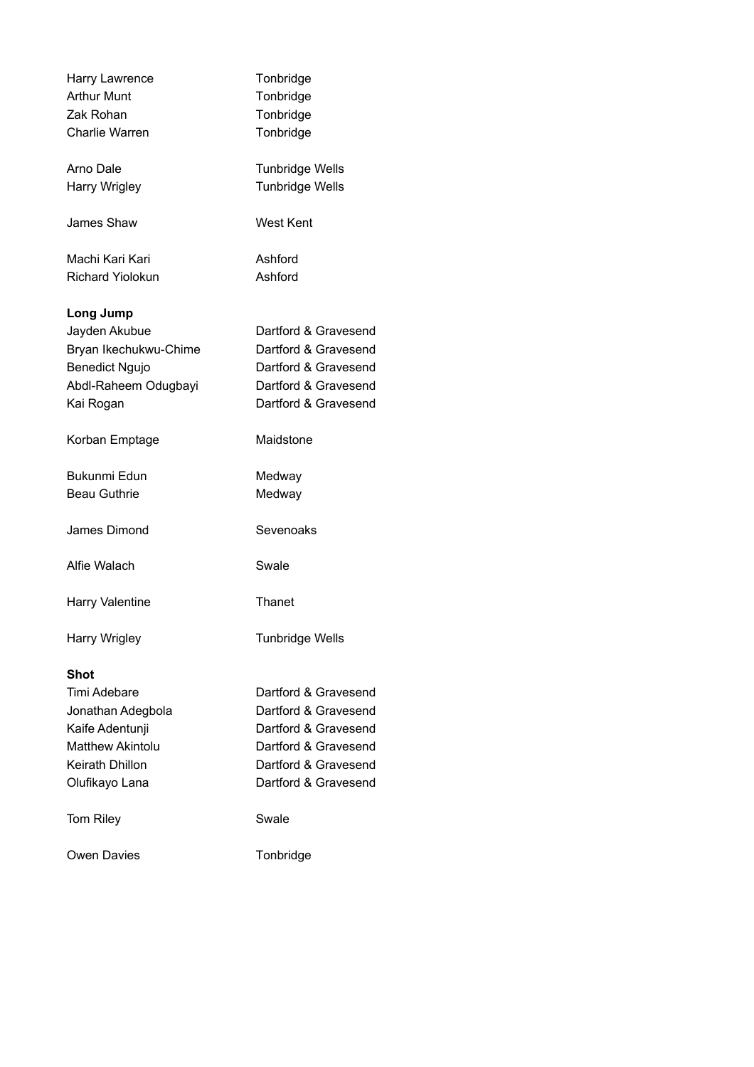Harry Lawrence Tonbridge
Arthur Munt Tonbridge
Zak Rohan Tonbridge
Charlie Warren Tonbridge

Arno Dale Tunbridge Wells
Harry Wrigley Tunbridge Wells

James Shaw West Kent

Machi Kari Kari Ashford
Richard Yiolokun Ashford

**Long Jump**

Jayden Akubue Dartford & Gravesend
Bryan Ikechukwu-Chime Dartford & Gravesend
Benedict Ngujo Dartford & Gravesend
Abdl-Raheem Odugbayi Dartford & Gravesend
Kai Rogan Dartford & Gravesend

Korban Emptage Maidstone

Bukunmi Edun Medway
Beau Guthrie Medway

James Dimond Sevenoaks

Alfie Walach Swale

Harry Valentine Thanet

Harry Wrigley Tunbridge Wells

**Shot**

Timi Adebare Dartford & Gravesend
Jonathan Adegbola Dartford & Gravesend
Kaife Adentunji Dartford & Gravesend
Matthew Akintolu Dartford & Gravesend
Keirath Dhillon Dartford & Gravesend
Olufikayo Lana Dartford & Gravesend

Tom Riley Swale

Owen Davies Tonbridge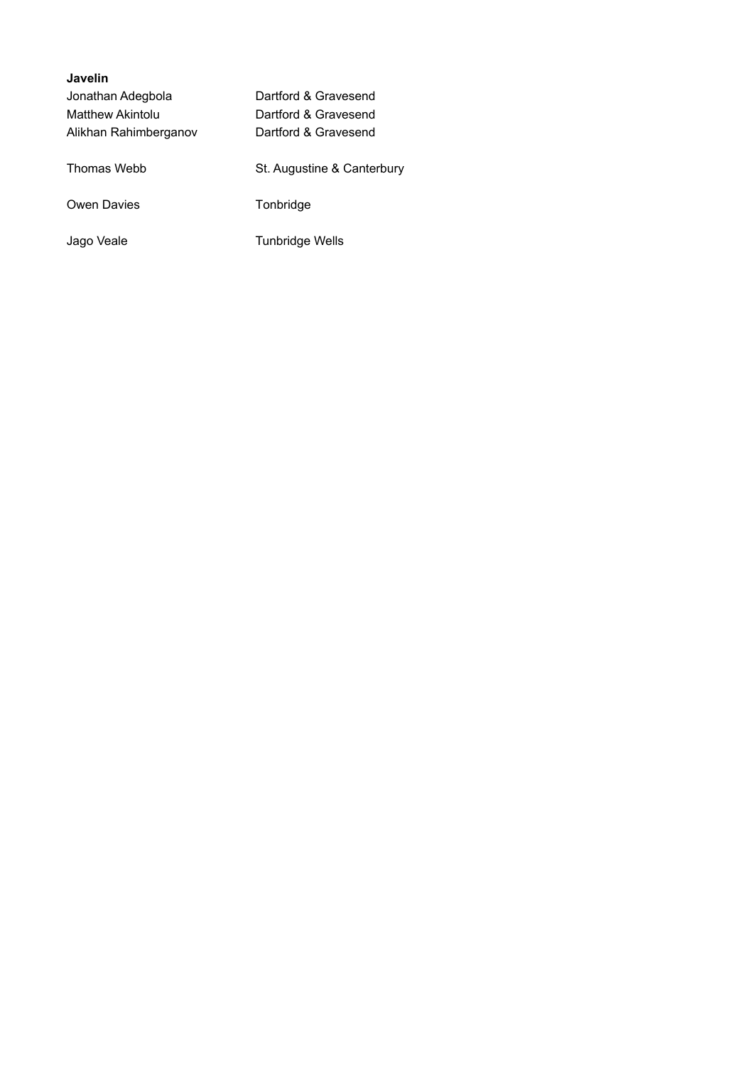**Javelin**

| | |
|---|---|
| Jonathan Adegbola | Dartford & Gravesend |
| Matthew Akintolu | Dartford & Gravesend |
| Alikhan Rahimberganov | Dartford & Gravesend |
| | |
| Thomas Webb | St. Augustine & Canterbury |
| | |
| Owen Davies | Tonbridge |
| | |
| Jago Veale | Tunbridge Wells |